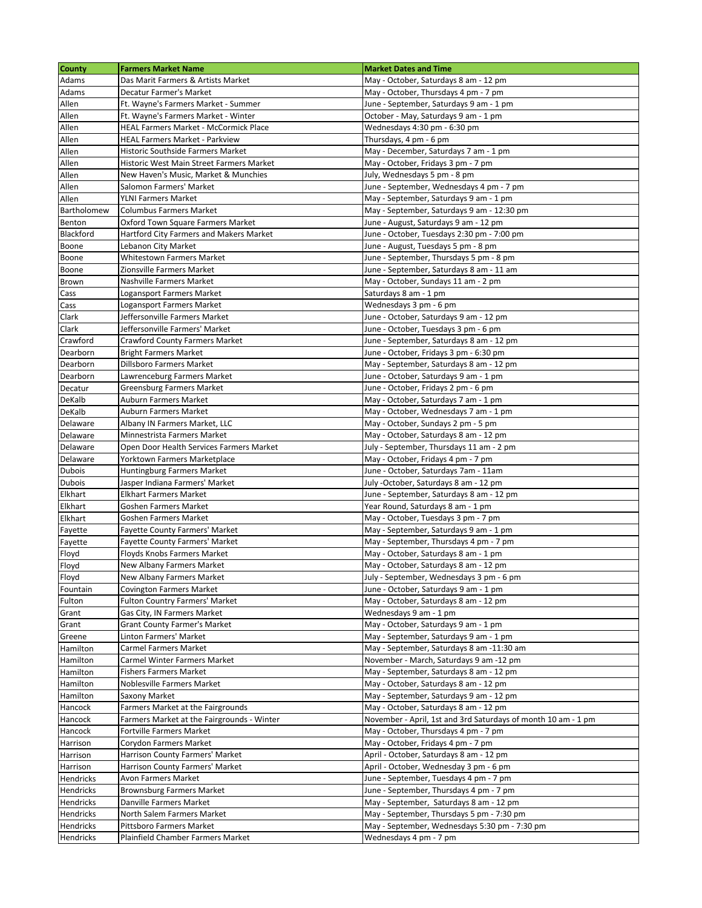| County | Farmers Market Name | Market Dates and Time |
|---|---|---|
| Adams | Das Marit Farmers & Artists Market | May - October, Saturdays 8 am - 12 pm |
| Adams | Decatur Farmer's Market | May - October, Thursdays 4 pm - 7 pm |
| Allen | Ft. Wayne's Farmers Market - Summer | June - September, Saturdays 9 am - 1 pm |
| Allen | Ft. Wayne's Farmers Market - Winter | October - May, Saturdays 9 am - 1 pm |
| Allen | HEAL Farmers Market - McCormick Place | Wednesdays 4:30 pm - 6:30 pm |
| Allen | HEAL Farmers Market - Parkview | Thursdays, 4 pm - 6 pm |
| Allen | Historic Southside Farmers Market | May - December, Saturdays 7 am - 1 pm |
| Allen | Historic West Main Street Farmers Market | May - October, Fridays 3 pm - 7 pm |
| Allen | New Haven's Music, Market & Munchies | July, Wednesdays 5 pm - 8 pm |
| Allen | Salomon Farmers' Market | June - September, Wednesdays 4 pm - 7 pm |
| Allen | YLNI Farmers Market | May - September, Saturdays 9 am - 1 pm |
| Bartholomew | Columbus Farmers Market | May - September, Saturdays 9 am - 12:30 pm |
| Benton | Oxford Town Square Farmers Market | June - August, Saturdays 9 am - 12 pm |
| Blackford | Hartford City Farmers and Makers Market | June - October, Tuesdays 2:30 pm - 7:00 pm |
| Boone | Lebanon City Market | June - August, Tuesdays 5 pm - 8 pm |
| Boone | Whitestown Farmers Market | June - September, Thursdays 5 pm - 8 pm |
| Boone | Zionsville Farmers Market | June - September, Saturdays 8 am - 11 am |
| Brown | Nashville Farmers Market | May - October, Sundays 11 am - 2 pm |
| Cass | Logansport Farmers Market | Saturdays 8 am - 1 pm |
| Cass | Logansport Farmers Market | Wednesdays 3 pm - 6 pm |
| Clark | Jeffersonville Farmers Market | June - October, Saturdays 9 am - 12 pm |
| Clark | Jeffersonville Farmers' Market | June - October, Tuesdays 3 pm - 6 pm |
| Crawford | Crawford County Farmers Market | June - September, Saturdays 8 am - 12 pm |
| Dearborn | Bright Farmers Market | June - October, Fridays 3 pm - 6:30 pm |
| Dearborn | Dillsboro Farmers Market | May - September, Saturdays 8 am - 12 pm |
| Dearborn | Lawrenceburg Farmers Market | June - October, Saturdays 9 am - 1 pm |
| Decatur | Greensburg Farmers Market | June - October, Fridays 2 pm - 6 pm |
| DeKalb | Auburn Farmers Market | May - October, Saturdays 7 am - 1 pm |
| DeKalb | Auburn Farmers Market | May - October, Wednesdays 7 am - 1 pm |
| Delaware | Albany IN Farmers Market, LLC | May - October, Sundays 2 pm - 5 pm |
| Delaware | Minnestrista Farmers Market | May - October, Saturdays 8 am - 12 pm |
| Delaware | Open Door Health Services Farmers Market | July - September, Thursdays 11 am - 2 pm |
| Delaware | Yorktown Farmers Marketplace | May - October, Fridays 4 pm - 7 pm |
| Dubois | Huntingburg Farmers Market | June - October, Saturdays 7am - 11am |
| Dubois | Jasper Indiana Farmers' Market | July -October, Saturdays 8 am - 12 pm |
| Elkhart | Elkhart Farmers Market | June - September, Saturdays 8 am - 12 pm |
| Elkhart | Goshen Farmers Market | Year Round, Saturdays 8 am - 1 pm |
| Elkhart | Goshen Farmers Market | May - October, Tuesdays 3 pm - 7 pm |
| Fayette | Fayette County Farmers' Market | May - September, Saturdays 9 am - 1 pm |
| Fayette | Fayette County Farmers' Market | May - September, Thursdays 4 pm - 7 pm |
| Floyd | Floyds Knobs Farmers Market | May - October, Saturdays 8 am - 1 pm |
| Floyd | New Albany Farmers Market | May - October, Saturdays 8 am - 12 pm |
| Floyd | New Albany Farmers Market | July - September, Wednesdays 3 pm - 6 pm |
| Fountain | Covington Farmers Market | June - October, Saturdays 9 am - 1 pm |
| Fulton | Fulton Country Farmers' Market | May - October, Saturdays 8 am - 12 pm |
| Grant | Gas City, IN Farmers Market | Wednesdays 9 am - 1 pm |
| Grant | Grant County Farmer's Market | May - October, Saturdays 9 am - 1 pm |
| Greene | Linton Farmers' Market | May - September, Saturdays 9 am - 1 pm |
| Hamilton | Carmel Farmers Market | May - September, Saturdays 8 am -11:30 am |
| Hamilton | Carmel Winter Farmers Market | November - March, Saturdays 9 am -12 pm |
| Hamilton | Fishers Farmers Market | May - September, Saturdays 8 am - 12 pm |
| Hamilton | Noblesville Farmers Market | May - October, Saturdays 8 am - 12 pm |
| Hamilton | Saxony Market | May - September, Saturdays 9 am - 12 pm |
| Hancock | Farmers Market at the Fairgrounds | May - October, Saturdays 8 am - 12 pm |
| Hancock | Farmers Market at the Fairgrounds - Winter | November - April, 1st and 3rd Saturdays of month 10 am - 1 pm |
| Hancock | Fortville Farmers Market | May - October, Thursdays 4 pm - 7 pm |
| Harrison | Corydon Farmers Market | May - October, Fridays 4 pm - 7 pm |
| Harrison | Harrison County Farmers' Market | April - October, Saturdays 8 am - 12 pm |
| Harrison | Harrison County Farmers' Market | April - October, Wednesday 3 pm - 6 pm |
| Hendricks | Avon Farmers Market | June - September, Tuesdays 4 pm - 7 pm |
| Hendricks | Brownsburg Farmers Market | June - September, Thursdays 4 pm - 7 pm |
| Hendricks | Danville Farmers Market | May - September,  Saturdays 8 am - 12 pm |
| Hendricks | North Salem Farmers Market | May - September, Thursdays 5 pm - 7:30 pm |
| Hendricks | Pittsboro Farmers Market | May - September, Wednesdays 5:30 pm - 7:30 pm |
| Hendricks | Plainfield Chamber Farmers Market | Wednesdays 4 pm - 7 pm |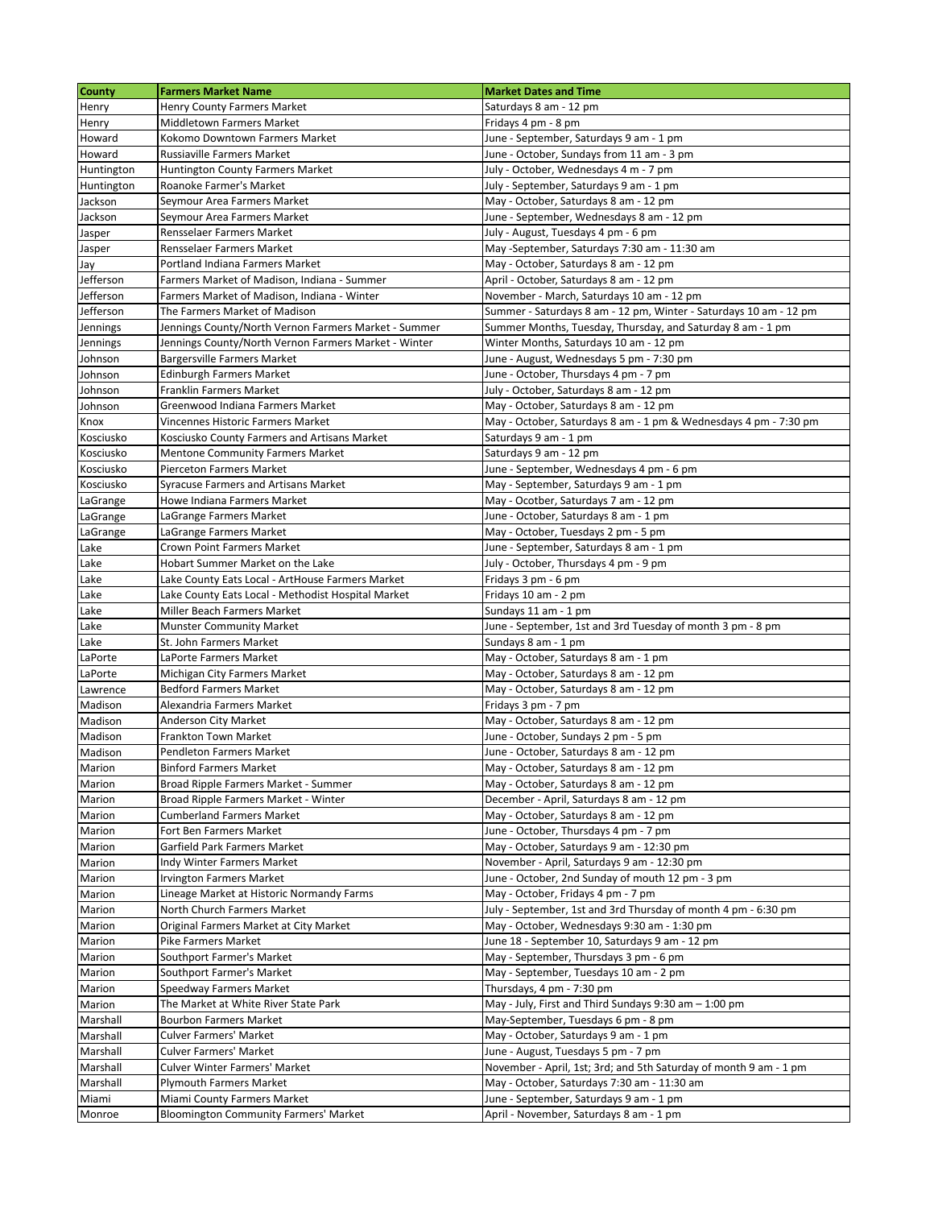| County | Farmers Market Name | Market Dates and Time |
|---|---|---|
| Henry | Henry County Farmers Market | Saturdays 8 am - 12 pm |
| Henry | Middletown Farmers Market | Fridays 4 pm - 8 pm |
| Howard | Kokomo Downtown Farmers Market | June - September, Saturdays 9 am - 1 pm |
| Howard | Russiaville Farmers Market | June - October, Sundays from 11 am - 3 pm |
| Huntington | Huntington County Farmers Market | July - October, Wednesdays 4 m - 7 pm |
| Huntington | Roanoke Farmer's Market | July - September, Saturdays 9 am - 1 pm |
| Jackson | Seymour Area Farmers Market | May - October, Saturdays 8 am - 12 pm |
| Jackson | Seymour Area Farmers Market | June - September, Wednesdays 8 am - 12 pm |
| Jasper | Rensselaer Farmers Market | July - August, Tuesdays 4 pm - 6 pm |
| Jasper | Rensselaer Farmers Market | May -September, Saturdays 7:30 am - 11:30 am |
| Jay | Portland Indiana Farmers Market | May - October, Saturdays 8 am - 12 pm |
| Jefferson | Farmers Market of Madison, Indiana - Summer | April - October, Saturdays 8 am - 12 pm |
| Jefferson | Farmers Market of Madison, Indiana - Winter | November - March, Saturdays 10 am - 12 pm |
| Jefferson | The Farmers Market of Madison | Summer - Saturdays 8 am - 12 pm, Winter - Saturdays 10 am - 12 pm |
| Jennings | Jennings County/North Vernon Farmers Market - Summer | Summer Months, Tuesday, Thursday, and Saturday 8 am - 1 pm |
| Jennings | Jennings County/North Vernon Farmers Market - Winter | Winter Months, Saturdays 10 am - 12 pm |
| Johnson | Bargersville Farmers Market | June - August, Wednesdays 5 pm - 7:30 pm |
| Johnson | Edinburgh Farmers Market | June - October, Thursdays 4 pm - 7 pm |
| Johnson | Franklin Farmers Market | July - October, Saturdays 8 am - 12 pm |
| Johnson | Greenwood Indiana Farmers Market | May - October, Saturdays 8 am - 12 pm |
| Knox | Vincennes Historic Farmers Market | May - October, Saturdays 8 am - 1 pm & Wednesdays 4 pm - 7:30 pm |
| Kosciusko | Kosciusko County Farmers and Artisans Market | Saturdays 9 am - 1 pm |
| Kosciusko | Mentone Community Farmers Market | Saturdays 9 am - 12 pm |
| Kosciusko | Pierceton Farmers Market | June - September, Wednesdays 4 pm - 6 pm |
| Kosciusko | Syracuse Farmers and Artisans Market | May - September, Saturdays 9 am - 1 pm |
| LaGrange | Howe Indiana Farmers Market | May - Ocotber, Saturdays 7 am - 12 pm |
| LaGrange | LaGrange Farmers Market | June - October, Saturdays 8 am - 1 pm |
| LaGrange | LaGrange Farmers Market | May - October, Tuesdays 2 pm - 5 pm |
| Lake | Crown Point Farmers Market | June - September, Saturdays 8 am - 1 pm |
| Lake | Hobart Summer Market on the Lake | July - October, Thursdays 4 pm - 9 pm |
| Lake | Lake County Eats Local - ArtHouse Farmers Market | Fridays 3 pm - 6 pm |
| Lake | Lake County Eats Local - Methodist Hospital Market | Fridays 10 am - 2 pm |
| Lake | Miller Beach Farmers Market | Sundays 11 am - 1 pm |
| Lake | Munster Community Market | June - September, 1st and 3rd Tuesday of month 3 pm - 8 pm |
| Lake | St. John Farmers Market | Sundays 8 am - 1 pm |
| LaPorte | LaPorte Farmers Market | May - October, Saturdays 8 am - 1 pm |
| LaPorte | Michigan City Farmers Market | May - October, Saturdays 8 am - 12 pm |
| Lawrence | Bedford Farmers Market | May - October, Saturdays 8 am - 12 pm |
| Madison | Alexandria Farmers Market | Fridays 3 pm - 7 pm |
| Madison | Anderson City Market | May - October, Saturdays 8 am - 12 pm |
| Madison | Frankton Town Market | June - October, Sundays 2 pm - 5 pm |
| Madison | Pendleton Farmers Market | June - October, Saturdays 8 am - 12 pm |
| Marion | Binford Farmers Market | May - October, Saturdays 8 am - 12 pm |
| Marion | Broad Ripple Farmers Market - Summer | May - October, Saturdays 8 am - 12 pm |
| Marion | Broad Ripple Farmers Market - Winter | December - April, Saturdays 8 am - 12 pm |
| Marion | Cumberland Farmers Market | May - October, Saturdays 8 am - 12 pm |
| Marion | Fort Ben Farmers Market | June - October, Thursdays 4 pm - 7 pm |
| Marion | Garfield Park Farmers Market | May - October, Saturdays 9 am - 12:30 pm |
| Marion | Indy Winter Farmers Market | November - April, Saturdays 9 am - 12:30 pm |
| Marion | Irvington Farmers Market | June - October, 2nd Sunday of mouth 12 pm - 3 pm |
| Marion | Lineage Market at Historic Normandy Farms | May - October, Fridays 4 pm - 7 pm |
| Marion | North Church Farmers Market | July - September, 1st and 3rd Thursday of month 4 pm - 6:30 pm |
| Marion | Original Farmers Market at City Market | May - October, Wednesdays 9:30 am - 1:30 pm |
| Marion | Pike Farmers Market | June 18 - September 10, Saturdays 9 am - 12 pm |
| Marion | Southport Farmer's Market | May - September, Thursdays 3 pm - 6 pm |
| Marion | Southport Farmer's Market | May - September, Tuesdays 10 am - 2 pm |
| Marion | Speedway Farmers Market | Thursdays, 4 pm - 7:30 pm |
| Marion | The Market at White River State Park | May - July, First and Third Sundays 9:30 am – 1:00 pm |
| Marshall | Bourbon Farmers Market | May-September, Tuesdays 6 pm - 8 pm |
| Marshall | Culver Farmers' Market | May - October, Saturdays 9 am - 1 pm |
| Marshall | Culver Farmers' Market | June - August, Tuesdays 5 pm - 7 pm |
| Marshall | Culver Winter Farmers' Market | November - April, 1st; 3rd; and 5th Saturday of month 9 am - 1 pm |
| Marshall | Plymouth Farmers Market | May - October, Saturdays 7:30 am - 11:30 am |
| Miami | Miami County Farmers Market | June - September, Saturdays 9 am - 1 pm |
| Monroe | Bloomington Community Farmers' Market | April - November, Saturdays 8 am - 1 pm |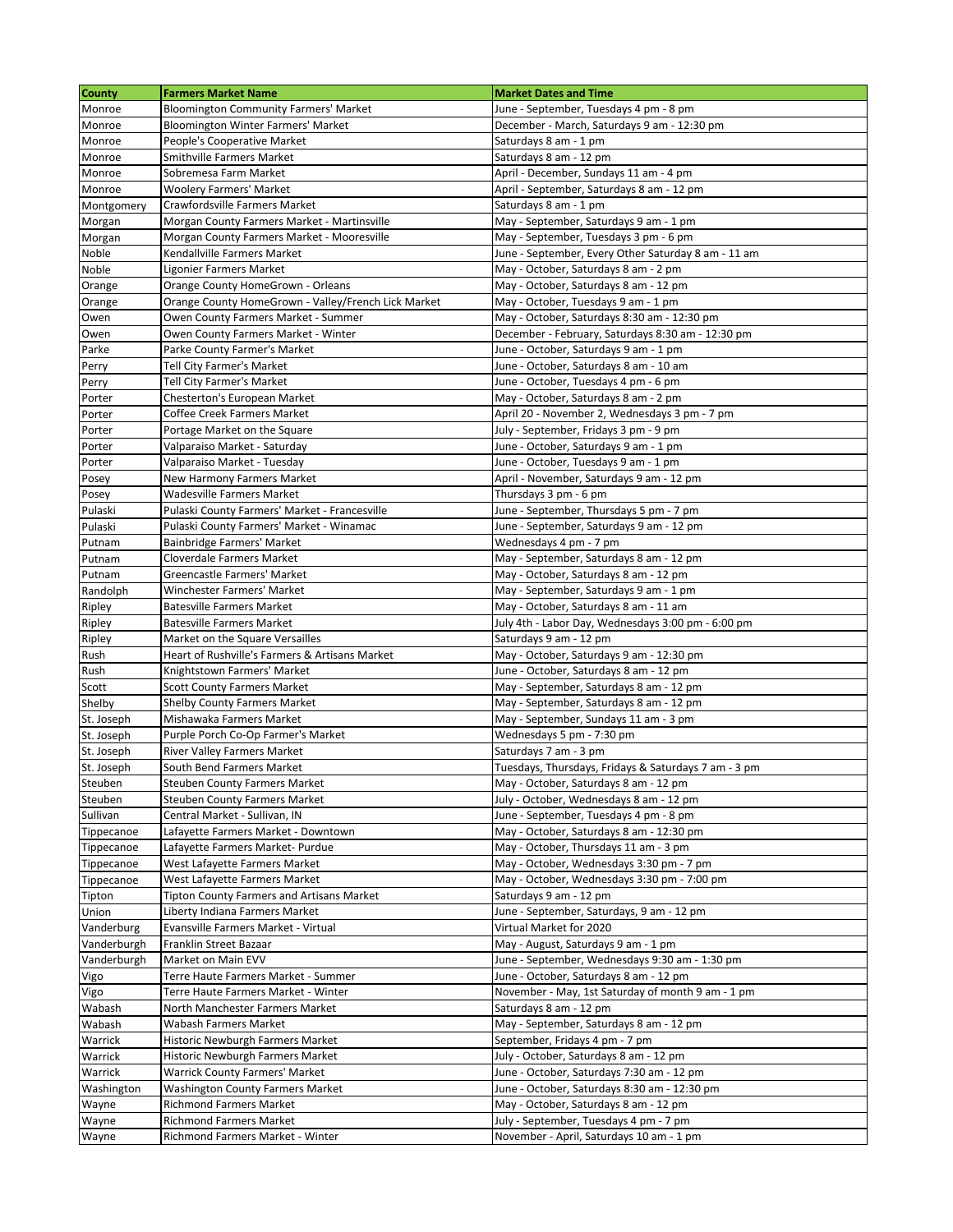| County | Farmers Market Name | Market Dates and Time |
| --- | --- | --- |
| Monroe | Bloomington Community Farmers' Market | June - September, Tuesdays 4 pm - 8 pm |
| Monroe | Bloomington Winter Farmers' Market | December - March, Saturdays 9 am - 12:30 pm |
| Monroe | People's Cooperative Market | Saturdays 8 am - 1 pm |
| Monroe | Smithville Farmers Market | Saturdays 8 am - 12 pm |
| Monroe | Sobremesa Farm Market | April - December, Sundays 11 am - 4 pm |
| Monroe | Woolery Farmers' Market | April - September, Saturdays 8 am - 12 pm |
| Montgomery | Crawfordsville Farmers Market | Saturdays 8 am - 1 pm |
| Morgan | Morgan County Farmers Market - Martinsville | May - September, Saturdays 9 am - 1 pm |
| Morgan | Morgan County Farmers Market - Mooresville | May - September, Tuesdays 3 pm - 6 pm |
| Noble | Kendallville Farmers Market | June - September, Every Other Saturday 8 am - 11 am |
| Noble | Ligonier Farmers Market | May - October, Saturdays 8 am - 2 pm |
| Orange | Orange County HomeGrown - Orleans | May - October, Saturdays 8 am - 12 pm |
| Orange | Orange County HomeGrown - Valley/French Lick Market | May - October, Tuesdays 9 am - 1 pm |
| Owen | Owen County Farmers Market - Summer | May - October, Saturdays 8:30 am - 12:30 pm |
| Owen | Owen County Farmers Market - Winter | December - February, Saturdays 8:30 am - 12:30 pm |
| Parke | Parke County Farmer's Market | June - October, Saturdays 9 am - 1 pm |
| Perry | Tell City Farmer's Market | June - October, Saturdays 8 am - 10 am |
| Perry | Tell City Farmer's Market | June - October, Tuesdays 4 pm - 6 pm |
| Porter | Chesterton's European Market | May - October, Saturdays 8 am - 2 pm |
| Porter | Coffee Creek Farmers Market | April 20 - November 2, Wednesdays 3 pm - 7 pm |
| Porter | Portage Market on the Square | July - September, Fridays 3 pm - 9 pm |
| Porter | Valparaiso Market - Saturday | June - October, Saturdays 9 am - 1 pm |
| Porter | Valparaiso Market - Tuesday | June - October, Tuesdays 9 am - 1 pm |
| Posey | New Harmony Farmers Market | April - November, Saturdays 9 am - 12 pm |
| Posey | Wadesville Farmers Market | Thursdays 3 pm - 6 pm |
| Pulaski | Pulaski County Farmers' Market - Francesville | June - September, Thursdays 5 pm - 7 pm |
| Pulaski | Pulaski County Farmers' Market - Winamac | June - September, Saturdays 9 am - 12 pm |
| Putnam | Bainbridge Farmers' Market | Wednesdays 4 pm - 7 pm |
| Putnam | Cloverdale Farmers Market | May - September, Saturdays 8 am - 12 pm |
| Putnam | Greencastle Farmers' Market | May - October, Saturdays 8 am - 12 pm |
| Randolph | Winchester Farmers' Market | May - September, Saturdays 9 am - 1 pm |
| Ripley | Batesville Farmers Market | May - October, Saturdays 8 am - 11 am |
| Ripley | Batesville Farmers Market | July 4th - Labor Day, Wednesdays 3:00 pm - 6:00 pm |
| Ripley | Market on the Square Versailles | Saturdays 9 am - 12 pm |
| Rush | Heart of Rushville's Farmers & Artisans Market | May - October, Saturdays 9 am - 12:30 pm |
| Rush | Knightstown Farmers' Market | June - October, Saturdays 8 am - 12 pm |
| Scott | Scott County Farmers Market | May - September, Saturdays 8 am - 12 pm |
| Shelby | Shelby County Farmers Market | May - September, Saturdays 8 am - 12 pm |
| St. Joseph | Mishawaka Farmers Market | May - September, Sundays 11 am - 3 pm |
| St. Joseph | Purple Porch Co-Op Farmer's Market | Wednesdays 5 pm - 7:30 pm |
| St. Joseph | River Valley Farmers Market | Saturdays 7 am - 3 pm |
| St. Joseph | South Bend Farmers Market | Tuesdays, Thursdays, Fridays & Saturdays 7 am - 3 pm |
| Steuben | Steuben County Farmers Market | May - October, Saturdays 8 am - 12 pm |
| Steuben | Steuben County Farmers Market | July - October, Wednesdays 8 am - 12 pm |
| Sullivan | Central Market - Sullivan, IN | June - September, Tuesdays 4 pm - 8 pm |
| Tippecanoe | Lafayette Farmers Market - Downtown | May - October, Saturdays 8 am - 12:30 pm |
| Tippecanoe | Lafayette Farmers Market- Purdue | May - October, Thursdays 11 am - 3 pm |
| Tippecanoe | West Lafayette Farmers Market | May - October, Wednesdays 3:30 pm - 7 pm |
| Tippecanoe | West Lafayette Farmers Market | May - October, Wednesdays 3:30 pm - 7:00 pm |
| Tipton | Tipton County Farmers and Artisans Market | Saturdays 9 am - 12 pm |
| Union | Liberty Indiana Farmers Market | June - September, Saturdays, 9 am - 12 pm |
| Vanderburg | Evansville Farmers Market - Virtual | Virtual Market for 2020 |
| Vanderburgh | Franklin Street Bazaar | May - August, Saturdays 9 am - 1 pm |
| Vanderburgh | Market on Main EVV | June - September, Wednesdays 9:30 am - 1:30 pm |
| Vigo | Terre Haute Farmers Market - Summer | June - October, Saturdays 8 am - 12 pm |
| Vigo | Terre Haute Farmers Market - Winter | November - May, 1st Saturday of month 9 am - 1 pm |
| Wabash | North Manchester Farmers Market | Saturdays 8 am - 12 pm |
| Wabash | Wabash Farmers Market | May - September, Saturdays 8 am - 12 pm |
| Warrick | Historic Newburgh Farmers Market | September, Fridays 4 pm - 7 pm |
| Warrick | Historic Newburgh Farmers Market | July - October, Saturdays 8 am - 12 pm |
| Warrick | Warrick County Farmers' Market | June - October, Saturdays 7:30 am - 12 pm |
| Washington | Washington County Farmers Market | June - October, Saturdays 8:30 am - 12:30 pm |
| Wayne | Richmond Farmers Market | May - October, Saturdays 8 am - 12 pm |
| Wayne | Richmond Farmers Market | July - September, Tuesdays 4 pm - 7 pm |
| Wayne | Richmond Farmers Market - Winter | November - April, Saturdays 10 am - 1 pm |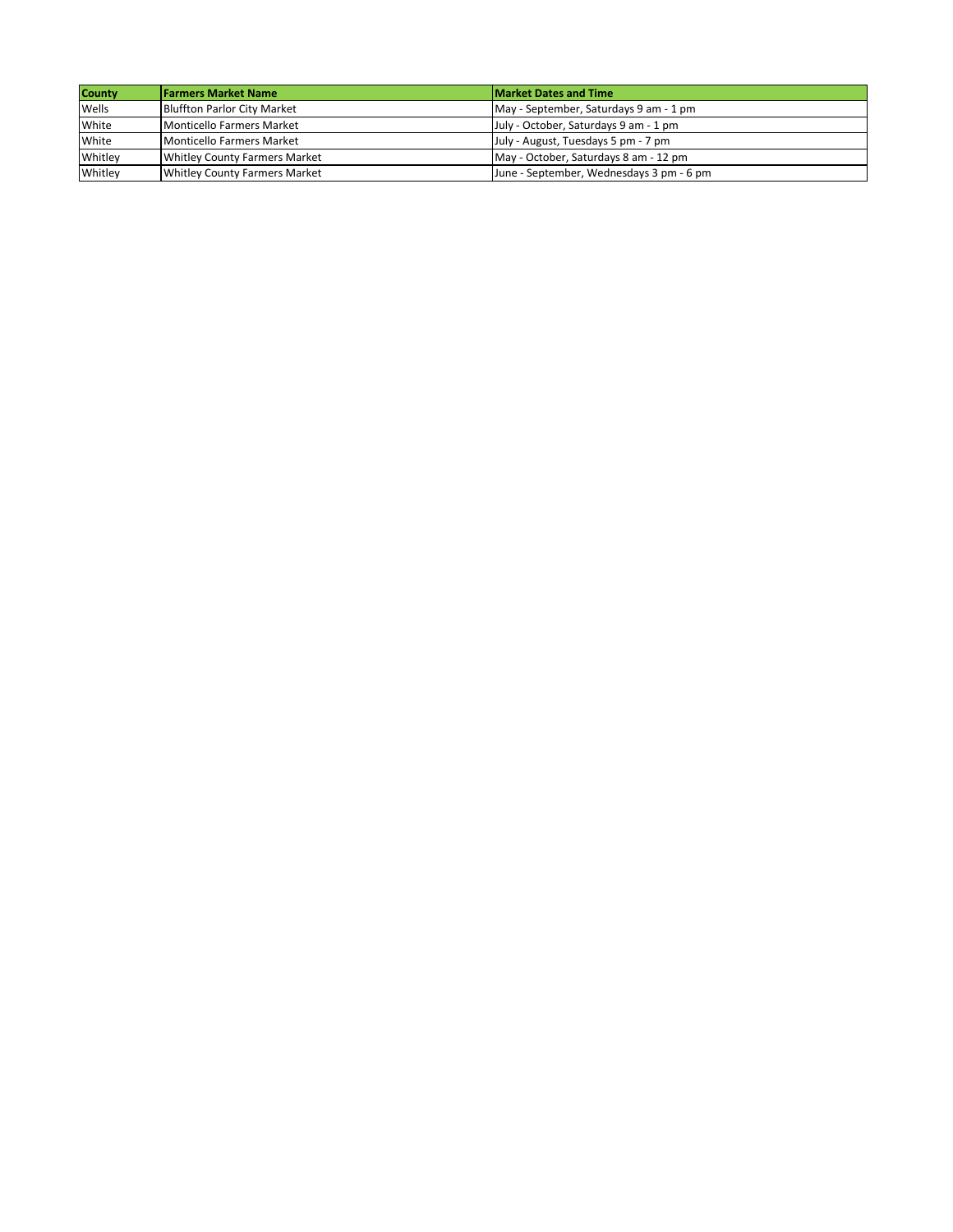| County | Farmers Market Name | Market Dates and Time |
|---|---|---|
| Wells | Bluffton Parlor City Market | May - September, Saturdays 9 am - 1 pm |
| White | Monticello Farmers Market | July - October, Saturdays 9 am - 1 pm |
| White | Monticello Farmers Market | July - August, Tuesdays 5 pm - 7 pm |
| Whitley | Whitley County Farmers Market | May - October, Saturdays 8 am - 12 pm |
| Whitley | Whitley County Farmers Market | June - September, Wednesdays 3 pm - 6 pm |